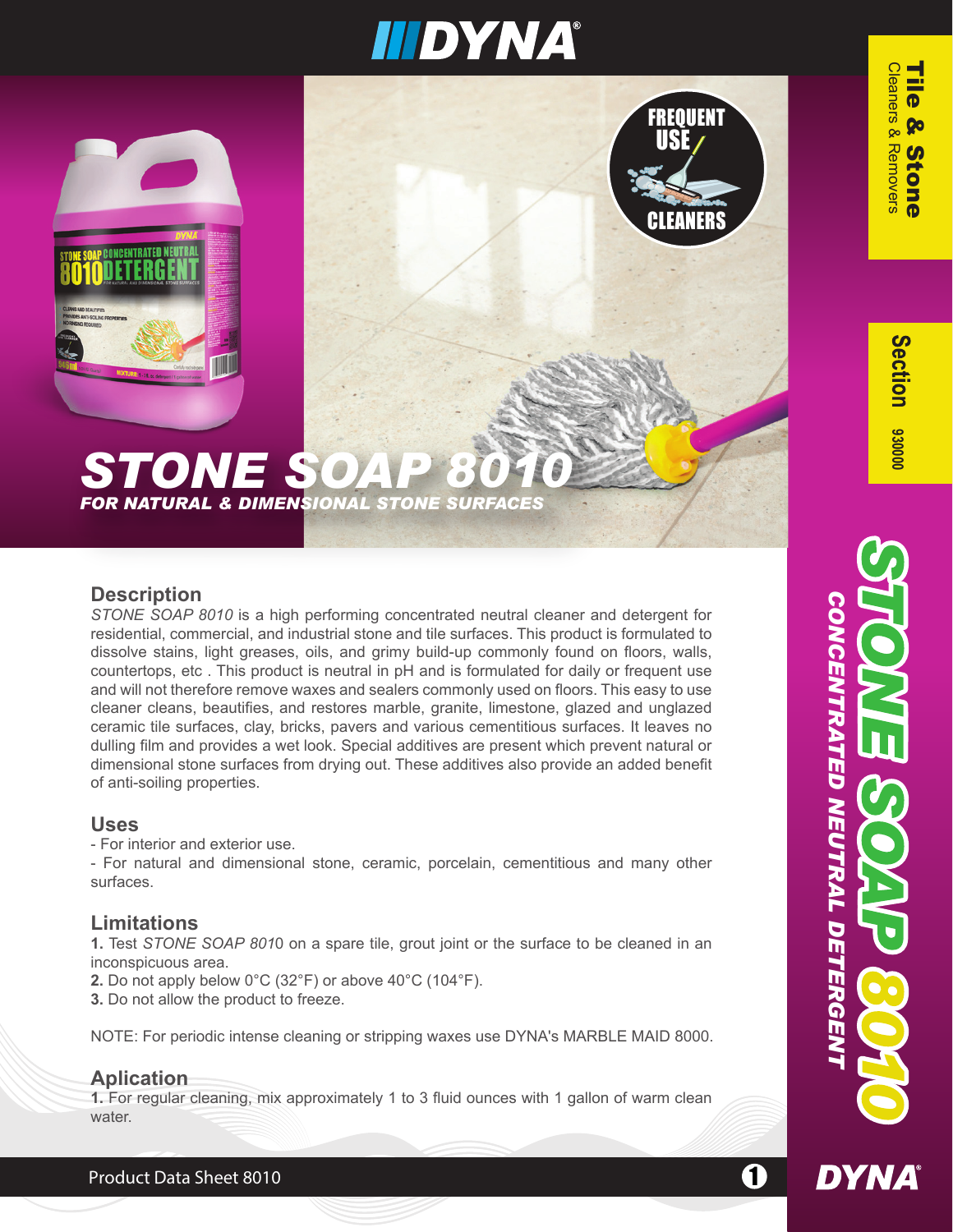# STONE SOAP 8010

*FOR NATURAL & DIMENSIONAL STONE SURFACES*

## Description

*STONE SOAP 8010* is a high performing concentrated neutral cleaner and detergent for residential, commercial, and industrial stone and tile surfaces. This product is formulated to dissolve stains, light greases, oils, and grimy build-up commonly found on floors, walls, countertops, etc . This product is neutral in pH and is formulated for daily or frequent use and will not therefore remove waxes and sealers commonly used on floors. This easy to use cleaner cleans, beautifies, and restores marble, granite, limestone, glazed and unglazed ceramic tile surfaces, clay, bricks, pavers and various cementitious surfaces. It leaves no dulling film and provides a wet look. Special additives are present which prevent natural or dimensional stone surfaces from drying out. These additives also provide an added benefit of anti-soiling properties.

## Uses

- For interior and exterior use.
- For natural and dimensional stone, ceramic, porcelain, cementitious and many other surfaces.

## Limitations

**1.** Test *STONE SOAP 801*0 on a spare tile, grout joint or the surface to be cleaned in an inconspicuous area.
**2.** Do not apply below 0°C (32°F) or above 40°C (104°F).
**3.** Do not allow the product to freeze.

NOTE: For periodic intense cleaning or stripping waxes use DYNA's MARBLE MAID 8000.

## Aplication

**1.** For regular cleaning, mix approximately 1 to 3 fluid ounces with 1 gallon of warm clean water.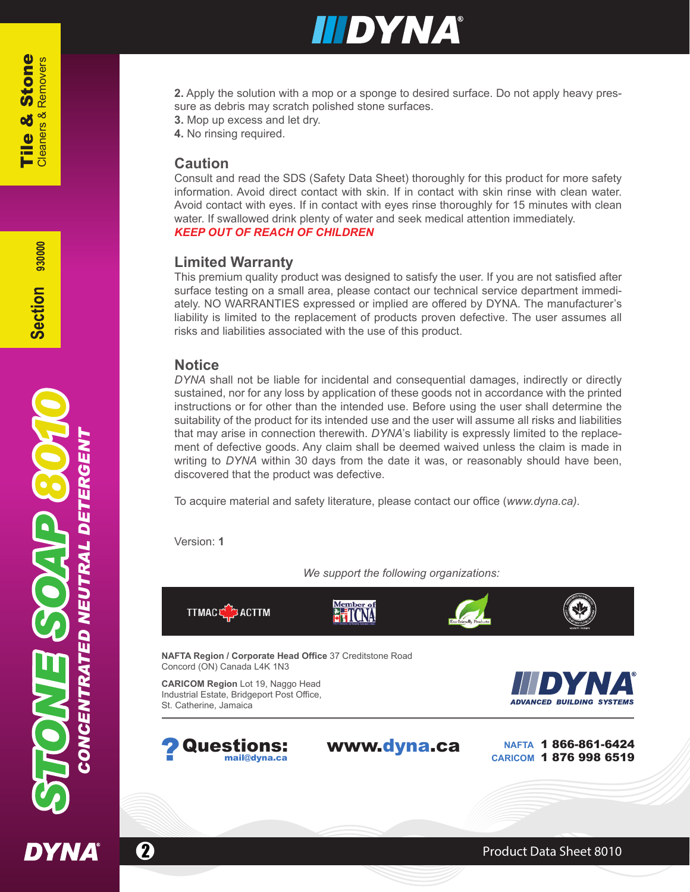**2.** Apply the solution with a mop or a sponge to desired surface. Do not apply heavy pressure as debris may scratch polished stone surfaces.
**3.** Mop up excess and let dry.
**4.** No rinsing required.

## Caution

Consult and read the SDS (Safety Data Sheet) thoroughly for this product for more safety information. Avoid direct contact with skin. If in contact with skin rinse with clean water. Avoid contact with eyes. If in contact with eyes rinse thoroughly for 15 minutes with clean water. If swallowed drink plenty of water and seek medical attention immediately.
***KEEP OUT OF REACH OF CHILDREN***

## Limited Warranty

This premium quality product was designed to satisfy the user. If you are not satisfied after surface testing on a small area, please contact our technical service department immediately. NO WARRANTIES expressed or implied are offered by DYNA. The manufacturer's liability is limited to the replacement of products proven defective. The user assumes all risks and liabilities associated with the use of this product.

## Notice

*DYNA* shall not be liable for incidental and consequential damages, indirectly or directly sustained, nor for any loss by application of these goods not in accordance with the printed instructions or for other than the intended use. Before using the user shall determine the suitability of the product for its intended use and the user will assume all risks and liabilities that may arise in connection therewith. *DYNA*'s liability is expressly limited to the replacement of defective goods. Any claim shall be deemed waived unless the claim is made in writing to *DYNA* within 30 days from the date it was, or reasonably should have been, discovered that the product was defective.

To acquire material and safety literature, please contact our office (*www.dyna.ca)*.

Version: **1**

*We support the following organizations:*

TTMAC ACTTM | Member of TCNA | Eco-Friendly Products

**NAFTA Region / Corporate Head Office** 37 Creditstone Road
Concord (ON) Canada L4K 1N3

**CARICOM Region** Lot 19, Naggo Head
Industrial Estate, Bridgeport Post Office,
St. Catherine, Jamaica

**DYNA** ADVANCED BUILDING SYSTEMS

**Questions:** mail@dyna.ca

**www.dyna.ca**

NAFTA **1 866-861-6424**
CARICOM **1 876 998 6519**

**STONE SOAP 8010**
**CONCENTRATED NEUTRAL DETERGENT**

**Tile & Stone** Cleaners & Removers

**Section** 930000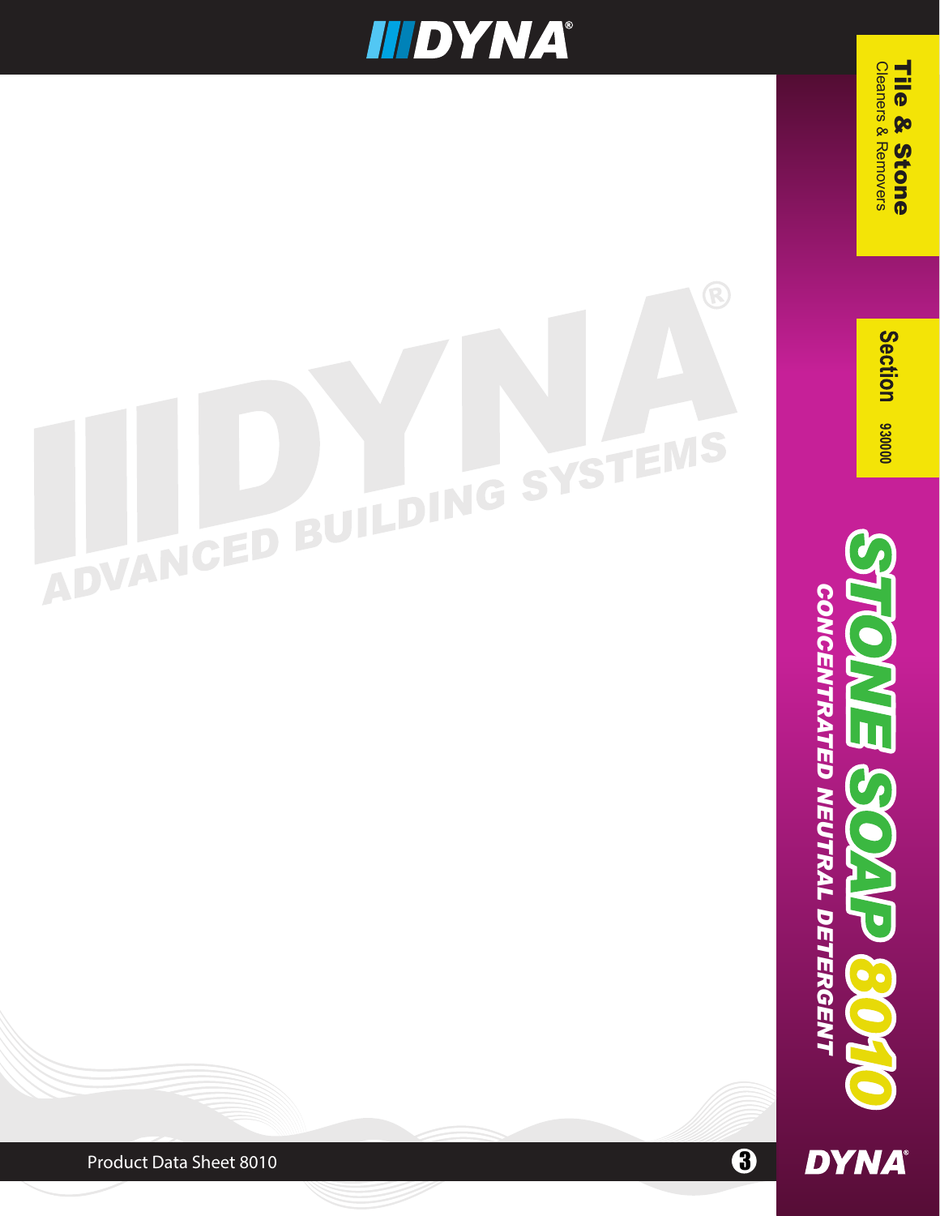# STONE SOAP 8010

## CONCENTRATED NEUTRAL DETERGENT

**Tile & Stone**
Cleaners & Removers

**Section** 930000

Product Data Sheet 8010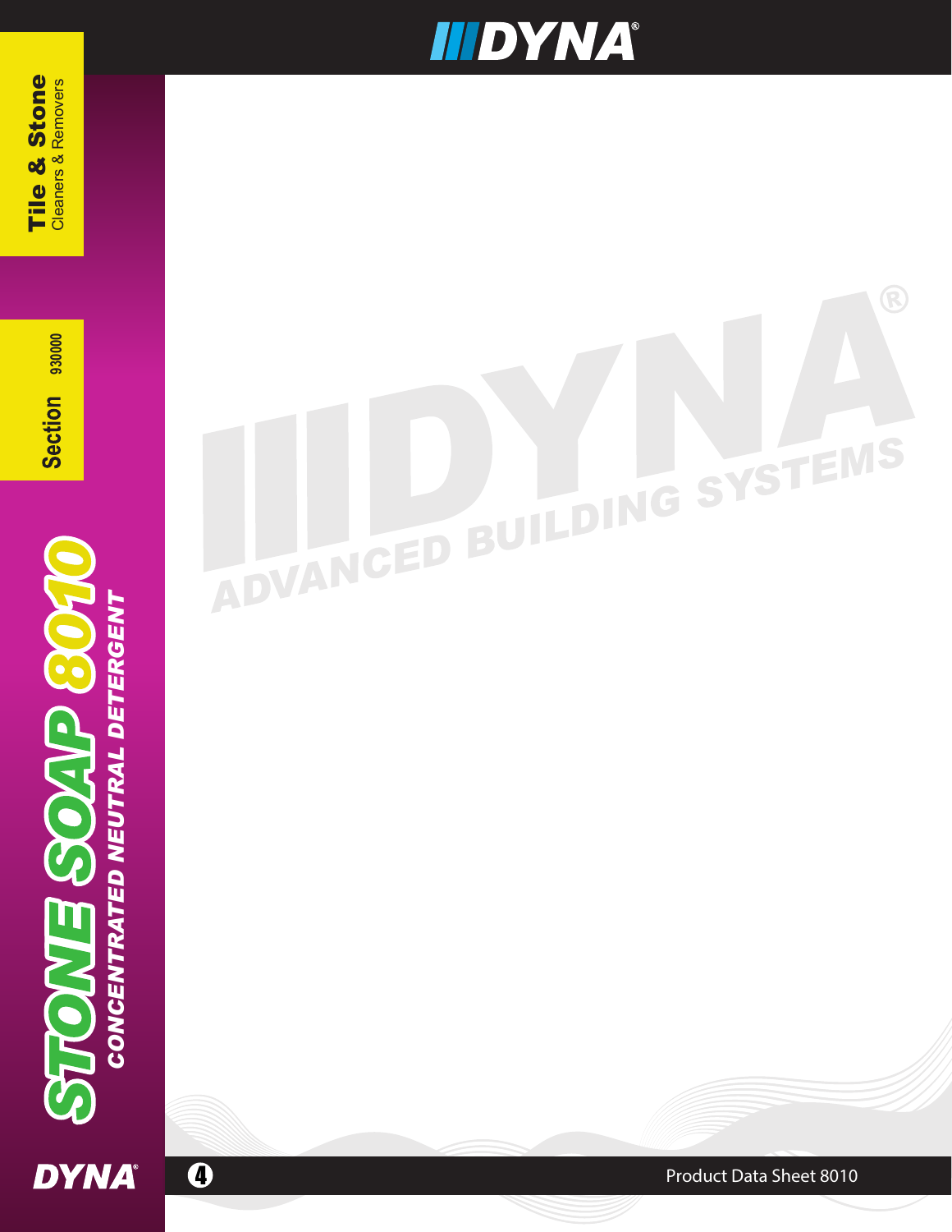Tile & Stone
Cleaners & Removers

Section 930000

# STONE SOAP 8010

## CONCENTRATED NEUTRAL DETERGENT